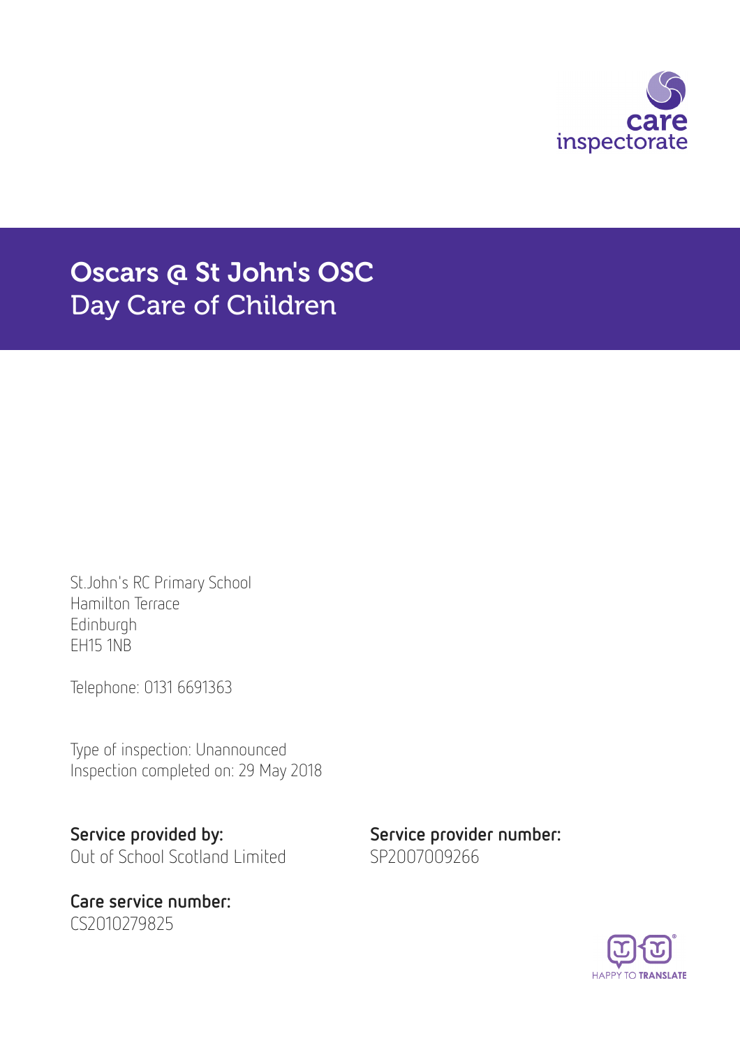# Oscars @ St John's OSC

## Day Care of Children

St.John's RC Primary School
Hamilton Terrace
Edinburgh
EH15 1NB

Telephone: 0131 6691363

Type of inspection: Unannounced
Inspection completed on: 29 May 2018

**Service provided by:**
Out of School Scotland Limited

**Service provider number:**
SP2007009266

**Care service number:**
CS2010279825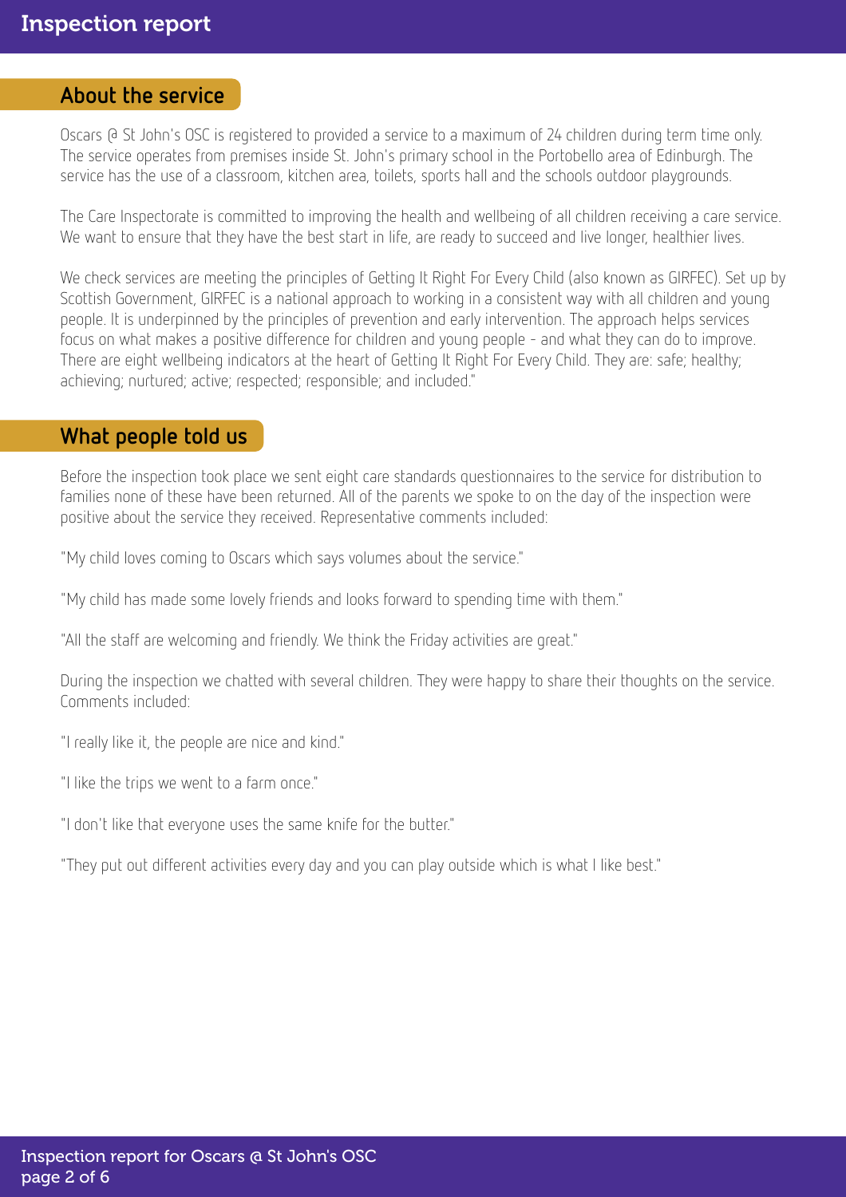## About the service

Oscars @ St John's OSC is registered to provided a service to a maximum of 24 children during term time only. The service operates from premises inside St. John's primary school in the Portobello area of Edinburgh. The service has the use of a classroom, kitchen area, toilets, sports hall and the schools outdoor playgrounds.

The Care Inspectorate is committed to improving the health and wellbeing of all children receiving a care service. We want to ensure that they have the best start in life, are ready to succeed and live longer, healthier lives.

We check services are meeting the principles of Getting It Right For Every Child (also known as GIRFEC). Set up by Scottish Government, GIRFEC is a national approach to working in a consistent way with all children and young people. It is underpinned by the principles of prevention and early intervention. The approach helps services focus on what makes a positive difference for children and young people - and what they can do to improve. There are eight wellbeing indicators at the heart of Getting It Right For Every Child. They are: safe; healthy; achieving; nurtured; active; respected; responsible; and included."

## What people told us

Before the inspection took place we sent eight care standards questionnaires to the service for distribution to families none of these have been returned. All of the parents we spoke to on the day of the inspection were positive about the service they received. Representative comments included:

"My child loves coming to Oscars which says volumes about the service."

"My child has made some lovely friends and looks forward to spending time with them."

"All the staff are welcoming and friendly. We think the Friday activities are great."

During the inspection we chatted with several children. They were happy to share their thoughts on the service. Comments included:

"I really like it, the people are nice and kind."

"I like the trips we went to a farm once."

"I don't like that everyone uses the same knife for the butter."

"They put out different activities every day and you can play outside which is what I like best."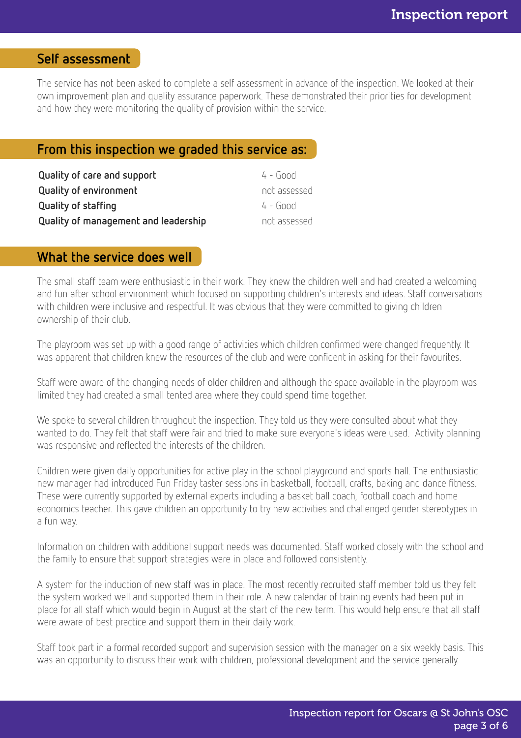## Self assessment

The service has not been asked to complete a self assessment in advance of the inspection. We looked at their own improvement plan and quality assurance paperwork. These demonstrated their priorities for development and how they were monitoring the quality of provision within the service.

## From this inspection we graded this service as:

| | |
|---|---|
| **Quality of care and support** | 4 - Good |
| **Quality of environment** | not assessed |
| **Quality of staffing** | 4 - Good |
| **Quality of management and leadership** | not assessed |

## What the service does well

The small staff team were enthusiastic in their work. They knew the children well and had created a welcoming and fun after school environment which focused on supporting children's interests and ideas. Staff conversations with children were inclusive and respectful. It was obvious that they were committed to giving children ownership of their club.

The playroom was set up with a good range of activities which children confirmed were changed frequently. It was apparent that children knew the resources of the club and were confident in asking for their favourites.

Staff were aware of the changing needs of older children and although the space available in the playroom was limited they had created a small tented area where they could spend time together.

We spoke to several children throughout the inspection. They told us they were consulted about what they wanted to do. They felt that staff were fair and tried to make sure everyone's ideas were used. Activity planning was responsive and reflected the interests of the children.

Children were given daily opportunities for active play in the school playground and sports hall. The enthusiastic new manager had introduced Fun Friday taster sessions in basketball, football, crafts, baking and dance fitness. These were currently supported by external experts including a basket ball coach, football coach and home economics teacher. This gave children an opportunity to try new activities and challenged gender stereotypes in a fun way.

Information on children with additional support needs was documented. Staff worked closely with the school and the family to ensure that support strategies were in place and followed consistently.

A system for the induction of new staff was in place. The most recently recruited staff member told us they felt the system worked well and supported them in their role. A new calendar of training events had been put in place for all staff which would begin in August at the start of the new term. This would help ensure that all staff were aware of best practice and support them in their daily work.

Staff took part in a formal recorded support and supervision session with the manager on a six weekly basis. This was an opportunity to discuss their work with children, professional development and the service generally.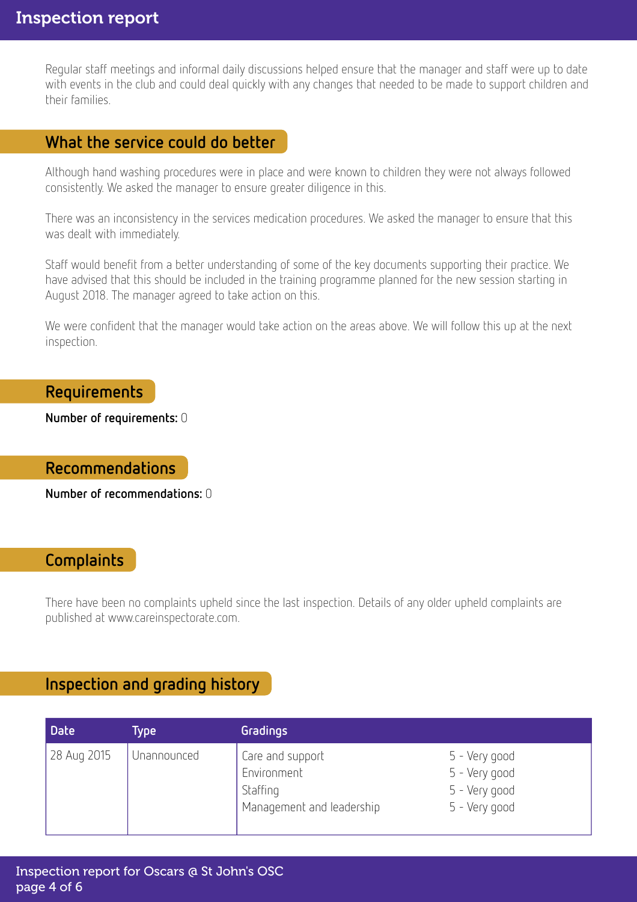Regular staff meetings and informal daily discussions helped ensure that the manager and staff were up to date with events in the club and could deal quickly with any changes that needed to be made to support children and their families.

## What the service could do better

Although hand washing procedures were in place and were known to children they were not always followed consistently. We asked the manager to ensure greater diligence in this.

There was an inconsistency in the services medication procedures. We asked the manager to ensure that this was dealt with immediately.

Staff would benefit from a better understanding of some of the key documents supporting their practice. We have advised that this should be included in the training programme planned for the new session starting in August 2018. The manager agreed to take action on this.

We were confident that the manager would take action on the areas above. We will follow this up at the next inspection.

## Requirements

**Number of requirements:** 0

## Recommendations

**Number of recommendations:** 0

## Complaints

There have been no complaints upheld since the last inspection. Details of any older upheld complaints are published at www.careinspectorate.com.

## Inspection and grading history

| Date | Type | Gradings | |
|---|---|---|---|
| 28 Aug 2015 | Unannounced | Care and support | 5 - Very good |
| | | Environment | 5 - Very good |
| | | Staffing | 5 - Very good |
| | | Management and leadership | 5 - Very good |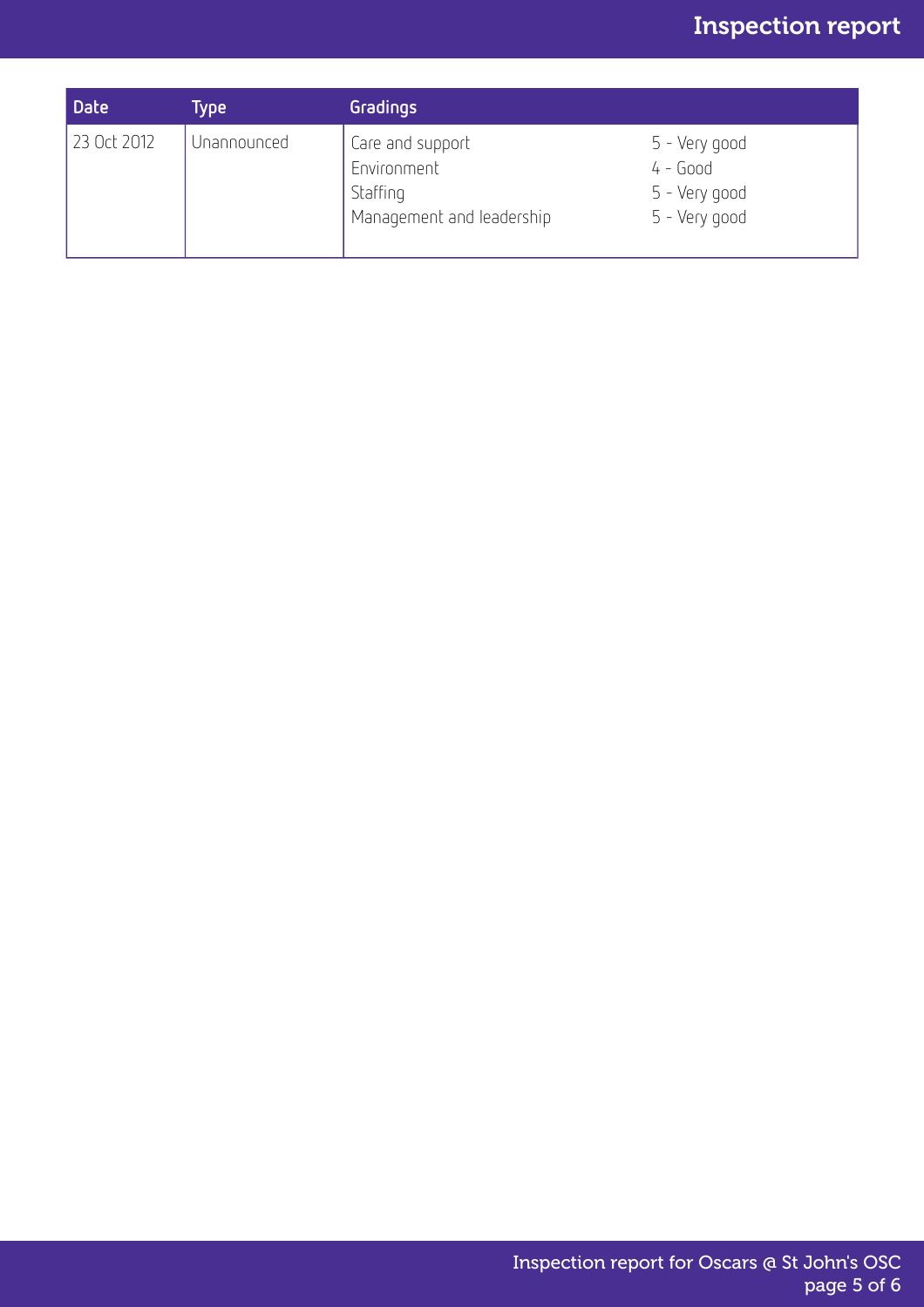| Date | Type | Gradings | |
|---|---|---|---|
| 23 Oct 2012 | Unannounced | Care and support<br>Environment<br>Staffing<br>Management and leadership | 5 - Very good<br>4 - Good<br>5 - Very good<br>5 - Very good |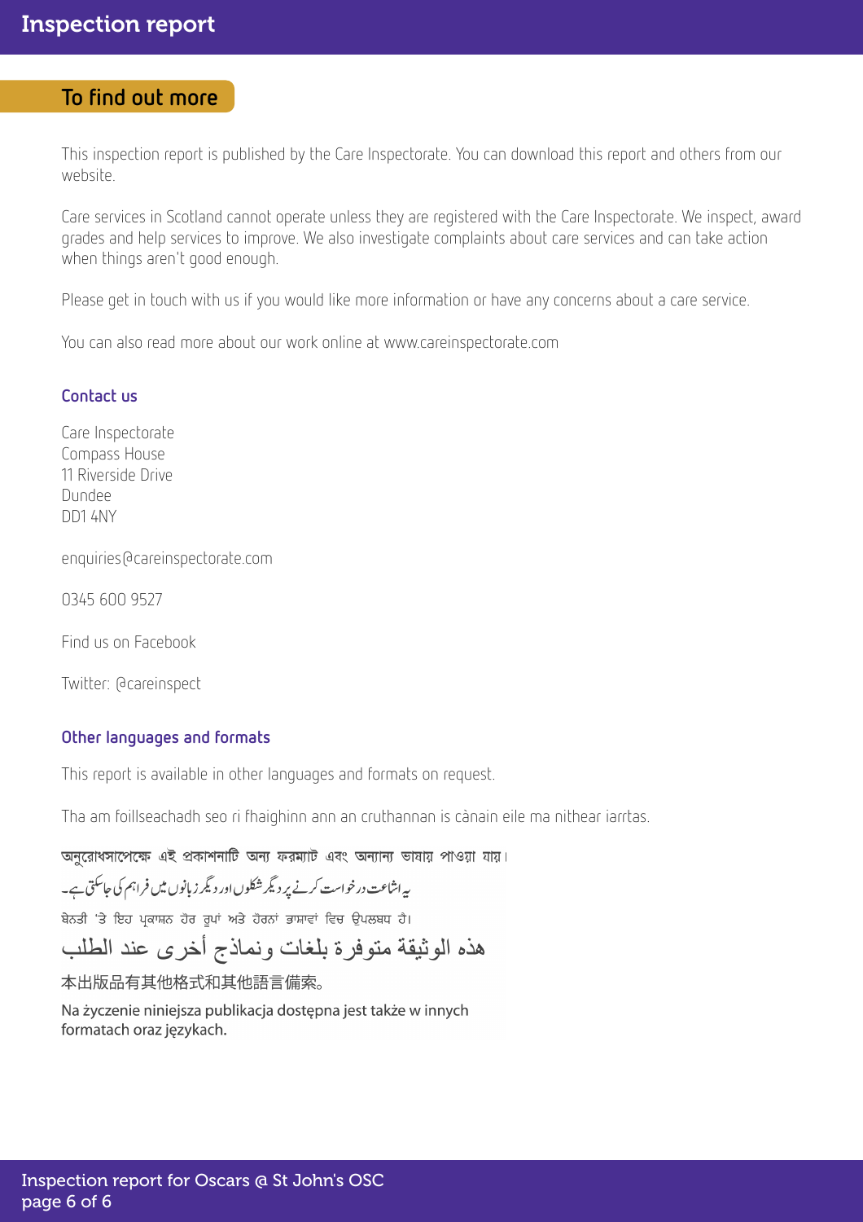## To find out more

This inspection report is published by the Care Inspectorate. You can download this report and others from our website.

Care services in Scotland cannot operate unless they are registered with the Care Inspectorate. We inspect, award grades and help services to improve. We also investigate complaints about care services and can take action when things aren't good enough.

Please get in touch with us if you would like more information or have any concerns about a care service.

You can also read more about our work online at www.careinspectorate.com

### Contact us

Care Inspectorate
Compass House
11 Riverside Drive
Dundee
DD1 4NY

enquiries@careinspectorate.com

0345 600 9527

Find us on Facebook

Twitter: @careinspect

### Other languages and formats

This report is available in other languages and formats on request.

Tha am foillseachadh seo ri fhaighinn ann an cruthannan is cànain eile ma nithear iarrtas.

অনুরোধসাপেক্ষে এই প্রকাশনাটি অন্য ফরম্যাট এবং অন্যান্য ভাষায় পাওয়া যায়।

یہ اشاعت درخواست کرنے پر دیگر شکلوں اور دیگر زبانوں میں فراہم کی جاسکتی ہے۔

ਬੇਨਤੀ 'ਤੇ ਇਹ ਪ੍ਰਕਾਸ਼ਨ ਹੋਰ ਰੂਪਾਂ ਅਤੇ ਹੋਰਨਾਂ ਭਾਸ਼ਾਵਾਂ ਵਿਚ ਉਪਲਬਧ ਹੈ।

هذه الوثيقة متوفرة بلغات ونماذج أخرى عند الطلب

本出版品有其他格式和其他語言備索。

Na życzenie niniejsza publikacja dostępna jest także w innych formatach oraz językach.